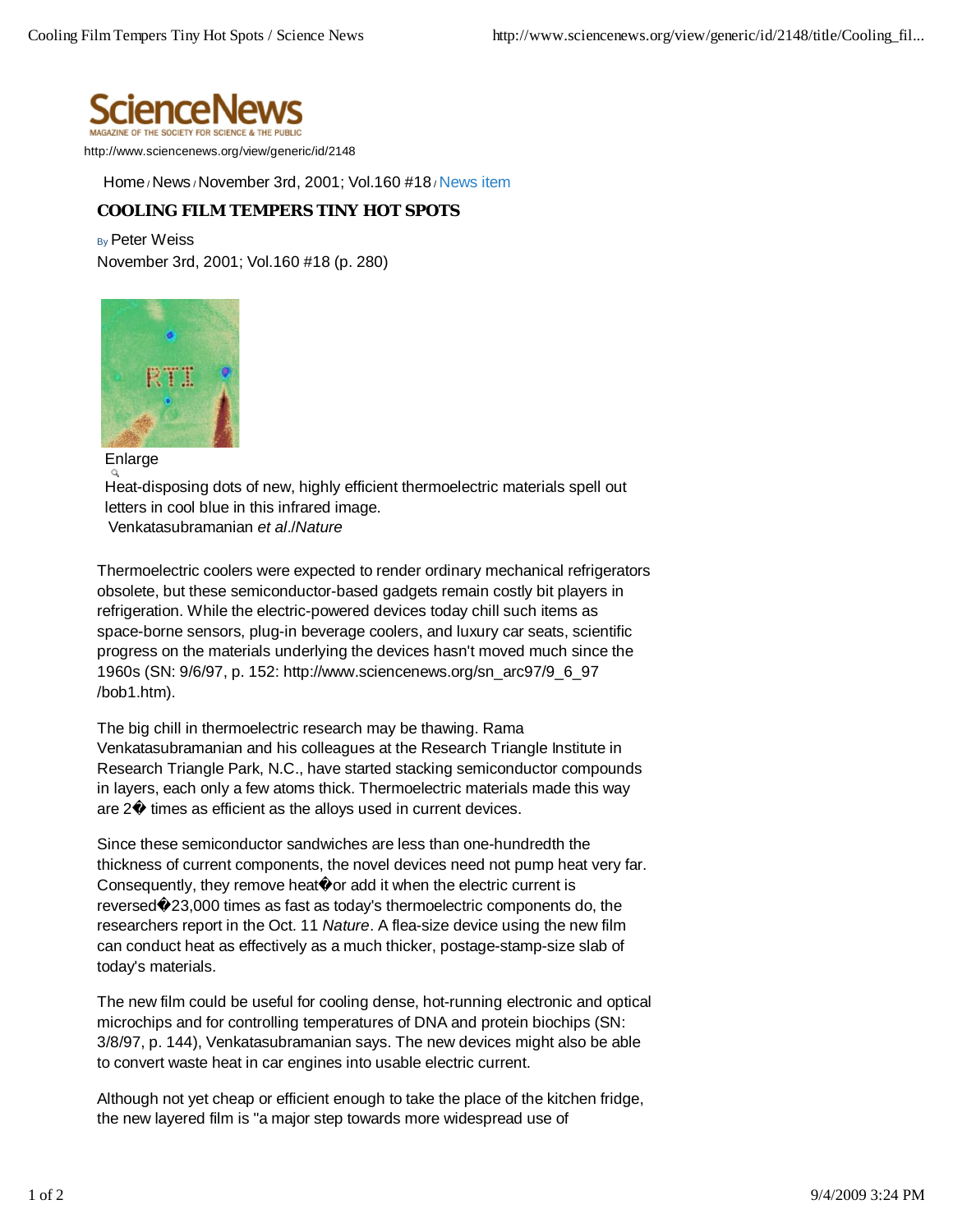![ScienceNews](http://www.sciencenews.org/view/generic/id/2148)

http://www.sciencenews.org/view/generic/id/2148

Home / News / November 3rd, 2001; Vol.160 #18 / News item

# COOLING FILM TEMPERS TINY HOT SPOTS

By Peter Weiss

November 3rd, 2001; Vol.160 #18 (p. 280)

Enlarge

Heat-disposing dots of new, highly efficient thermoelectric materials spell out letters in cool blue in this infrared image.
Venkatasubramanian *et al*./*Nature*

Thermoelectric coolers were expected to render ordinary mechanical refrigerators obsolete, but these semiconductor-based gadgets remain costly bit players in refrigeration. While the electric-powered devices today chill such items as space-borne sensors, plug-in beverage coolers, and luxury car seats, scientific progress on the materials underlying the devices hasn't moved much since the 1960s (SN: 9/6/97, p. 152: http://www.sciencenews.org/sn_arc97/9_6_97/bob1.htm).

The big chill in thermoelectric research may be thawing. Rama Venkatasubramanian and his colleagues at the Research Triangle Institute in Research Triangle Park, N.C., have started stacking semiconductor compounds in layers, each only a few atoms thick. Thermoelectric materials made this way are 2� times as efficient as the alloys used in current devices.

Since these semiconductor sandwiches are less than one-hundredth the thickness of current components, the novel devices need not pump heat very far. Consequently, they remove heat�or add it when the electric current is reversed�23,000 times as fast as today's thermoelectric components do, the researchers report in the Oct. 11 *Nature*. A flea-size device using the new film can conduct heat as effectively as a much thicker, postage-stamp-size slab of today's materials.

The new film could be useful for cooling dense, hot-running electronic and optical microchips and for controlling temperatures of DNA and protein biochips (SN: 3/8/97, p. 144), Venkatasubramanian says. The new devices might also be able to convert waste heat in car engines into usable electric current.

Although not yet cheap or efficient enough to take the place of the kitchen fridge, the new layered film is "a major step towards more widespread use of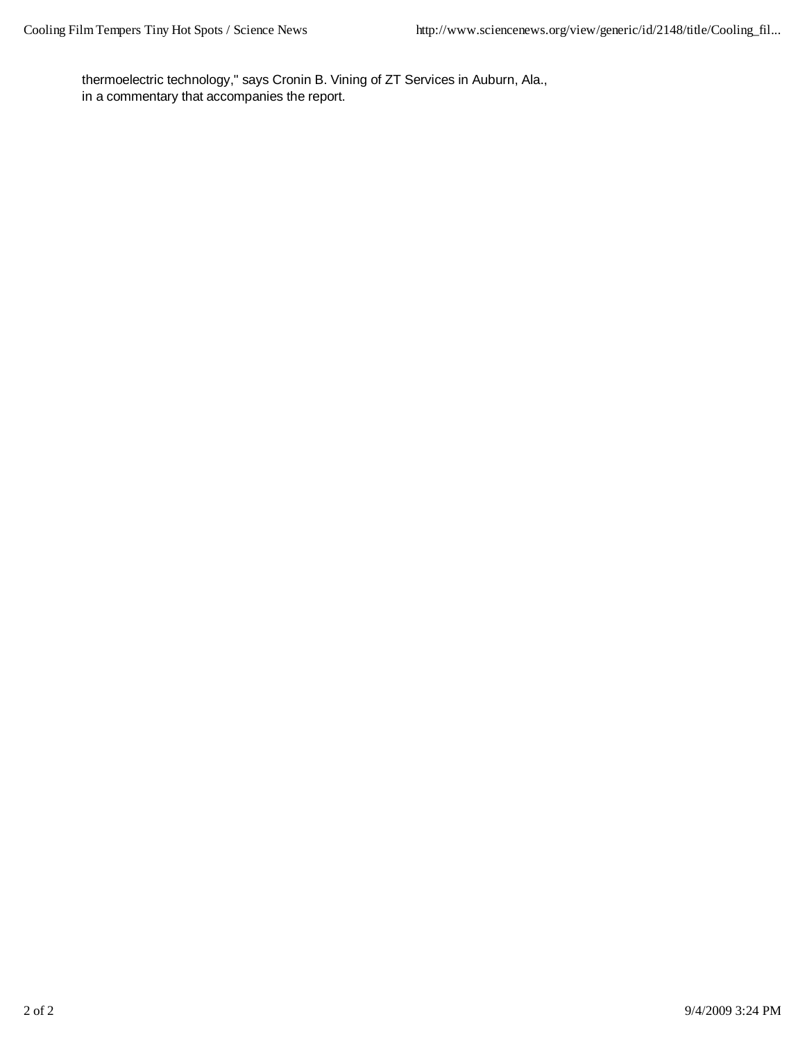thermoelectric technology," says Cronin B. Vining of ZT Services in Auburn, Ala., in a commentary that accompanies the report.